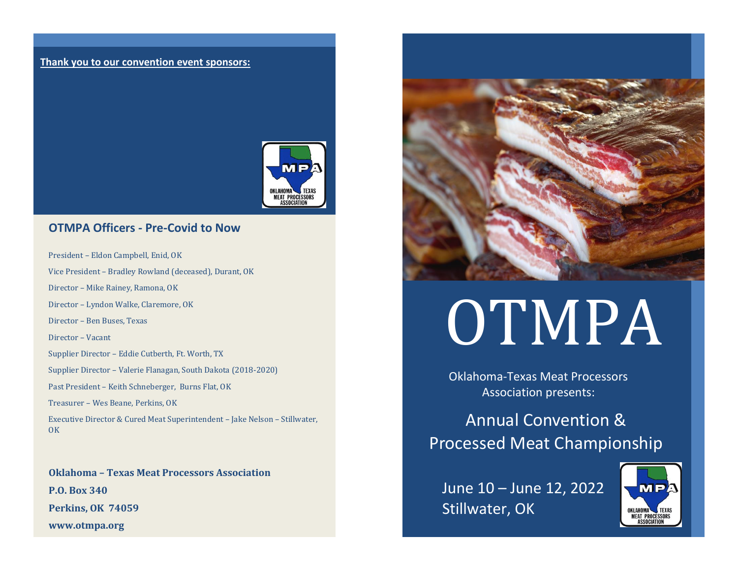**Thank you to our convention event sponsors:**

## OTMPA Officers - Pre-Covid to Now

President – Eldon Campbell, Enid, OK

Vice President – Bradley Rowland (deceased), Durant, OK

Director – Mike Rainey, Ramona, OK

Director – Lyndon Walke, Claremore, OK

Director – Ben Buses, Texas

Director – Vacant

Supplier Director – Eddie Cutberth, Ft. Worth, TX

Supplier Director – Valerie Flanagan, South Dakota (2018-2020)

Past President – Keith Schneberger, Burns Flat, OK

Treasurer – Wes Beane, Perkins, OK

Executive Director & Cured Meat Superintendent – Jake Nelson – Stillwater, OK

**Oklahoma – Texas Meat Processors Association**

**P.O. Box 340**

**Perkins, OK 74059**

**www.otmpa.org**

# OTMPA

Oklahoma-Texas Meat Processors Association presents:

## Annual Convention & Processed Meat Championship

June 10 – June 12, 2022
Stillwater, OK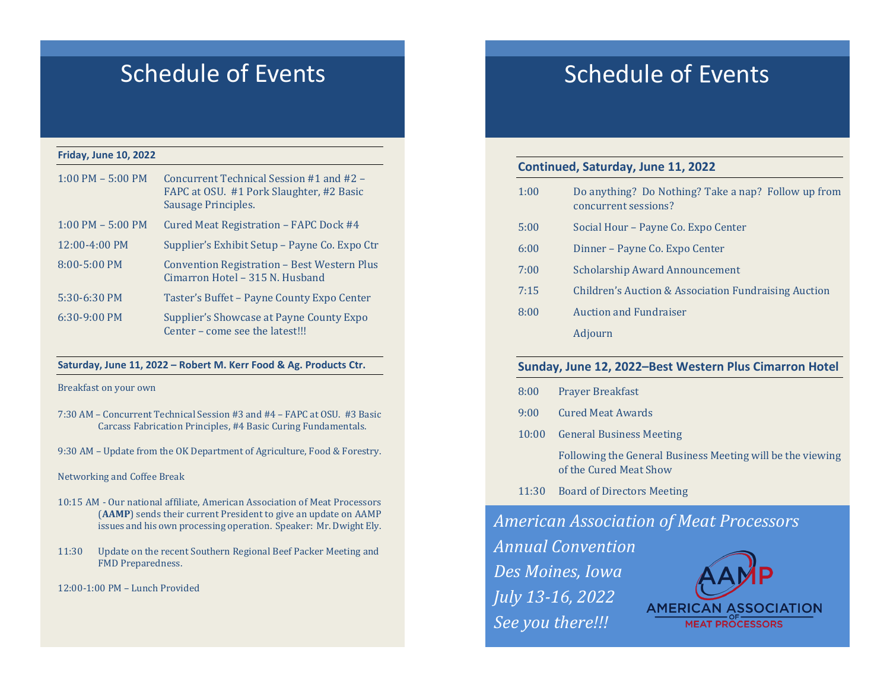# Schedule of Events

| Friday, June 10, 2022 | |
|---|---|
| 1:00 PM – 5:00 PM | Concurrent Technical Session #1 and #2 – FAPC at OSU. #1 Pork Slaughter, #2 Basic Sausage Principles. |
| 1:00 PM – 5:00 PM | Cured Meat Registration – FAPC Dock #4 |
| 12:00-4:00 PM | Supplier's Exhibit Setup – Payne Co. Expo Ctr |
| 8:00-5:00 PM | Convention Registration – Best Western Plus Cimarron Hotel – 315 N. Husband |
| 5:30-6:30 PM | Taster's Buffet – Payne County Expo Center |
| 6:30-9:00 PM | Supplier's Showcase at Payne County Expo Center – come see the latest!!! |

**Saturday, June 11, 2022 – Robert M. Kerr Food & Ag. Products Ctr.**

Breakfast on your own

7:30 AM – Concurrent Technical Session #3 and #4 – FAPC at OSU. #3 Basic Carcass Fabrication Principles, #4 Basic Curing Fundamentals.

9:30 AM – Update from the OK Department of Agriculture, Food & Forestry.

Networking and Coffee Break

10:15 AM - Our national affiliate, American Association of Meat Processors (**AAMP**) sends their current President to give an update on AAMP issues and his own processing operation. Speaker: Mr. Dwight Ely.

11:30 Update on the recent Southern Regional Beef Packer Meeting and FMD Preparedness.

12:00-1:00 PM – Lunch Provided

# Schedule of Events

| Continued, Saturday, June 11, 2022 | |
|---|---|
| 1:00 | Do anything? Do Nothing? Take a nap? Follow up from concurrent sessions? |
| 5:00 | Social Hour – Payne Co. Expo Center |
| 6:00 | Dinner – Payne Co. Expo Center |
| 7:00 | Scholarship Award Announcement |
| 7:15 | Children's Auction & Association Fundraising Auction |
| 8:00 | Auction and Fundraiser |
| | Adjourn |

| Sunday, June 12, 2022–Best Western Plus Cimarron Hotel | |
|---|---|
| 8:00 | Prayer Breakfast |
| 9:00 | Cured Meat Awards |
| 10:00 | General Business Meeting |
| | Following the General Business Meeting will be the viewing of the Cured Meat Show |
| 11:30 | Board of Directors Meeting |

*American Association of Meat Processors*
*Annual Convention*
*Des Moines, Iowa*
*July 13-16, 2022*
*See you there!!!*

AAMP
AMERICAN ASSOCIATION OF MEAT PROCESSORS